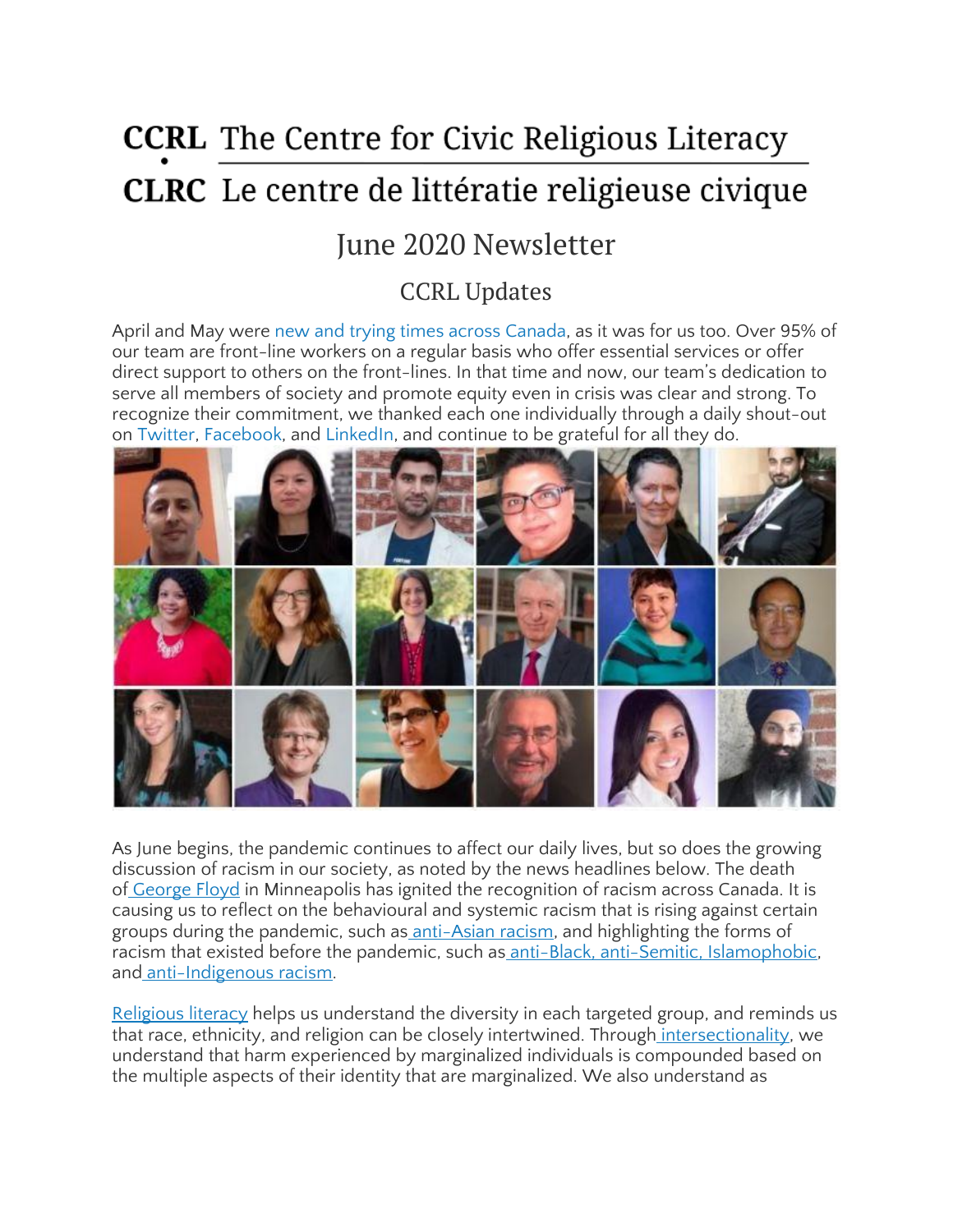# CCRL The Centre for Civic Religious Literacy

# CLRC Le centre de littératie religieuse civique

## June 2020 Newsletter

### CCRL Updates

April and May were new and trying times across Canada, as it was for us too. Over 95% of our team are front-line workers on a regular basis who offer essential services or offer direct support to others on the front-lines. In that time and now, our team's dedication to serve all members of society and promote equity even in crisis was clear and strong. To recognize their commitment, we thanked each one individually through a daily shout-out on Twitter, Facebook, and LinkedIn, and continue to be grateful for all they do.

As June begins, the pandemic continues to affect our daily lives, but so does the growing discussion of racism in our society, as noted by the news headlines below. The death of George Floyd in Minneapolis has ignited the recognition of racism across Canada. It is causing us to reflect on the behavioural and systemic racism that is rising against certain groups during the pandemic, such as anti-Asian racism, and highlighting the forms of racism that existed before the pandemic, such as anti-Black, anti-Semitic, Islamophobic, and anti-Indigenous racism.

Religious literacy helps us understand the diversity in each targeted group, and reminds us that race, ethnicity, and religion can be closely intertwined. Through intersectionality, we understand that harm experienced by marginalized individuals is compounded based on the multiple aspects of their identity that are marginalized. We also understand as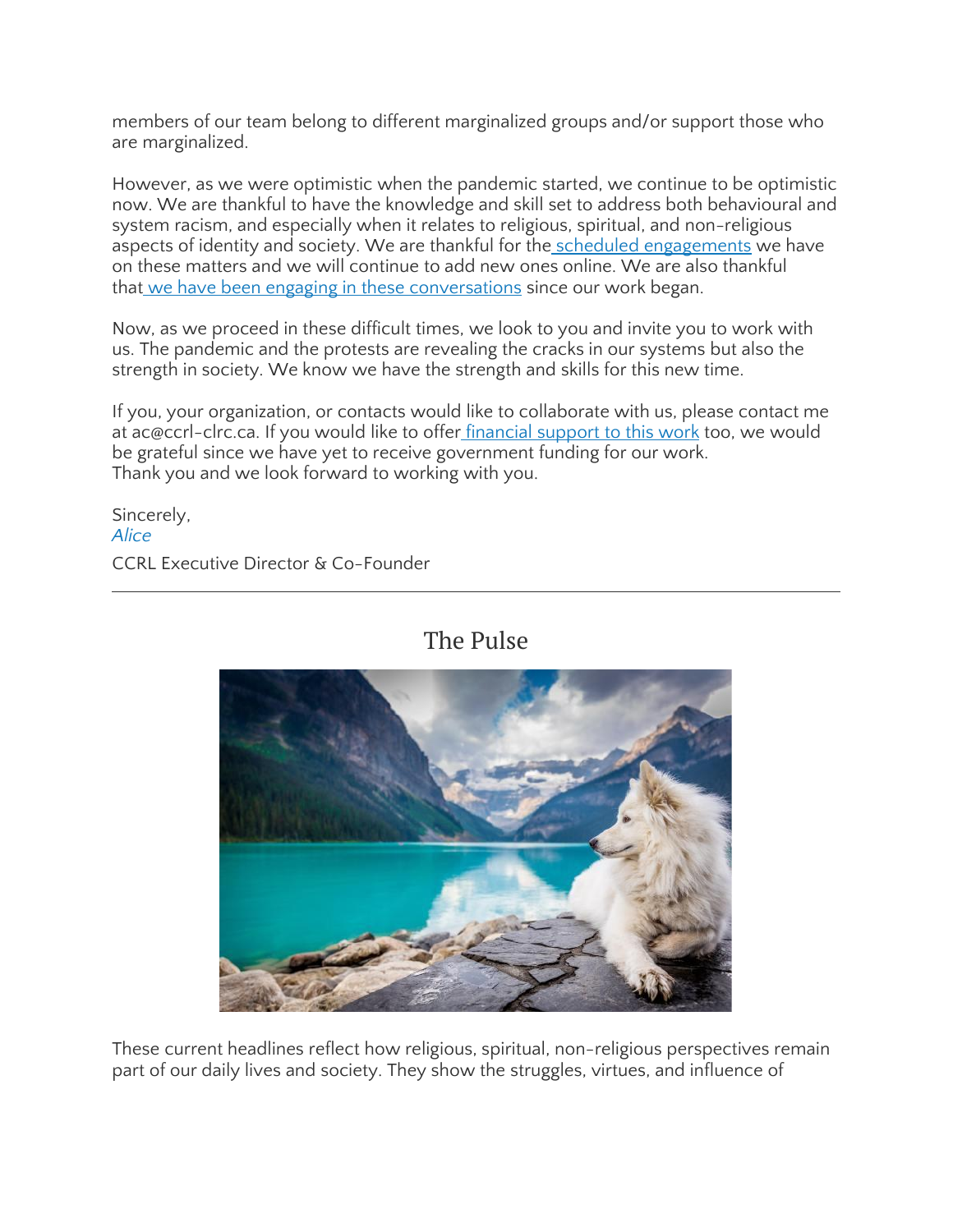members of our team belong to different marginalized groups and/or support those who are marginalized.

However, as we were optimistic when the pandemic started, we continue to be optimistic now. We are thankful to have the knowledge and skill set to address both behavioural and system racism, and especially when it relates to religious, spiritual, and non-religious aspects of identity and society. We are thankful for the scheduled engagements we have on these matters and we will continue to add new ones online. We are also thankful that we have been engaging in these conversations since our work began.

Now, as we proceed in these difficult times, we look to you and invite you to work with us. The pandemic and the protests are revealing the cracks in our systems but also the strength in society. We know we have the strength and skills for this new time.

If you, your organization, or contacts would like to collaborate with us, please contact me at ac@ccrl-clrc.ca. If you would like to offer financial support to this work too, we would be grateful since we have yet to receive government funding for our work.
Thank you and we look forward to working with you.

Sincerely,
*Alice*

CCRL Executive Director & Co-Founder

---

## The Pulse

These current headlines reflect how religious, spiritual, non-religious perspectives remain part of our daily lives and society. They show the struggles, virtues, and influence of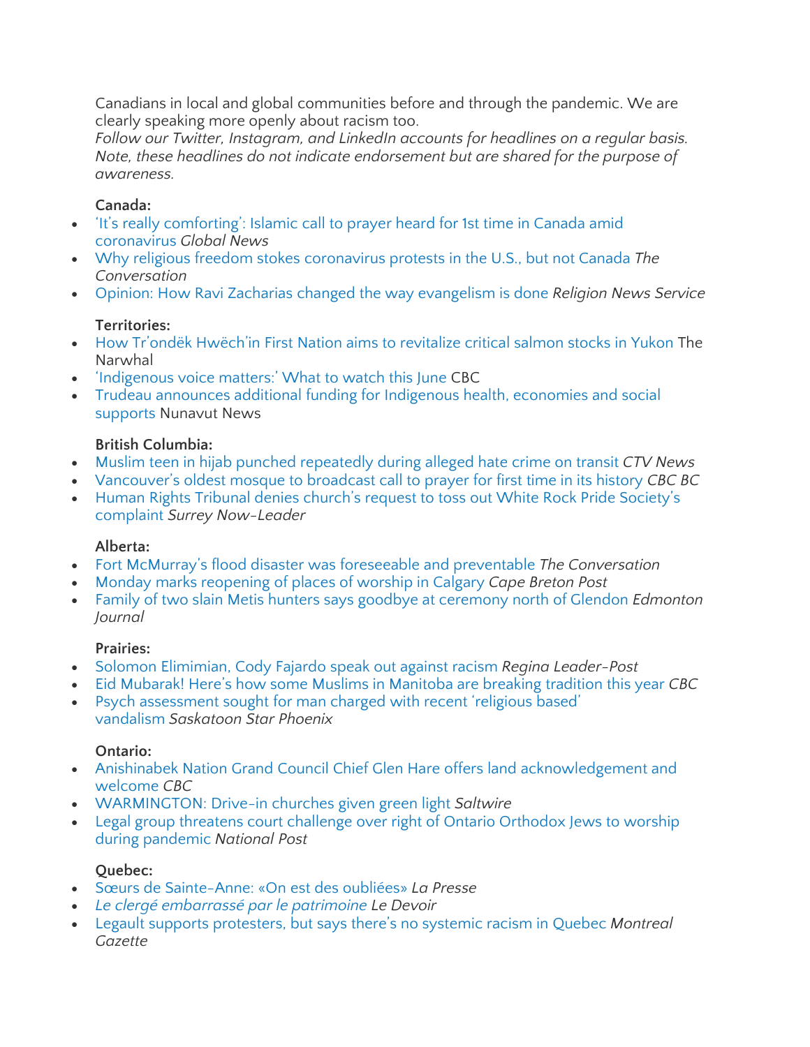Canadians in local and global communities before and through the pandemic. We are clearly speaking more openly about racism too.
*Follow our Twitter, Instagram, and LinkedIn accounts for headlines on a regular basis. Note, these headlines do not indicate endorsement but are shared for the purpose of awareness.*

**Canada:**

- 'It's really comforting': Islamic call to prayer heard for 1st time in Canada amid coronavirus *Global News*
- Why religious freedom stokes coronavirus protests in the U.S., but not Canada *The Conversation*
- Opinion: How Ravi Zacharias changed the way evangelism is done *Religion News Service*

**Territories:**

- How Tr'ondëk Hwëch'in First Nation aims to revitalize critical salmon stocks in Yukon The Narwhal
- 'Indigenous voice matters:' What to watch this June CBC
- Trudeau announces additional funding for Indigenous health, economies and social supports Nunavut News

**British Columbia:**

- Muslim teen in hijab punched repeatedly during alleged hate crime on transit *CTV News*
- Vancouver's oldest mosque to broadcast call to prayer for first time in its history *CBC BC*
- Human Rights Tribunal denies church's request to toss out White Rock Pride Society's complaint *Surrey Now-Leader*

**Alberta:**

- Fort McMurray's flood disaster was foreseeable and preventable *The Conversation*
- Monday marks reopening of places of worship in Calgary *Cape Breton Post*
- Family of two slain Metis hunters says goodbye at ceremony north of Glendon *Edmonton Journal*

**Prairies:**

- Solomon Elimimian, Cody Fajardo speak out against racism *Regina Leader-Post*
- Eid Mubarak! Here's how some Muslims in Manitoba are breaking tradition this year *CBC*
- Psych assessment sought for man charged with recent 'religious based' vandalism *Saskatoon Star Phoenix*

**Ontario:**

- Anishinabek Nation Grand Council Chief Glen Hare offers land acknowledgement and welcome *CBC*
- WARMINGTON: Drive-in churches given green light *Saltwire*
- Legal group threatens court challenge over right of Ontario Orthodox Jews to worship during pandemic *National Post*

**Quebec:**

- Sœurs de Sainte-Anne: «On est des oubliées» *La Presse*
- *Le clergé embarrassé par le patrimoine* Le Devoir
- Legault supports protesters, but says there's no systemic racism in Quebec *Montreal Gazette*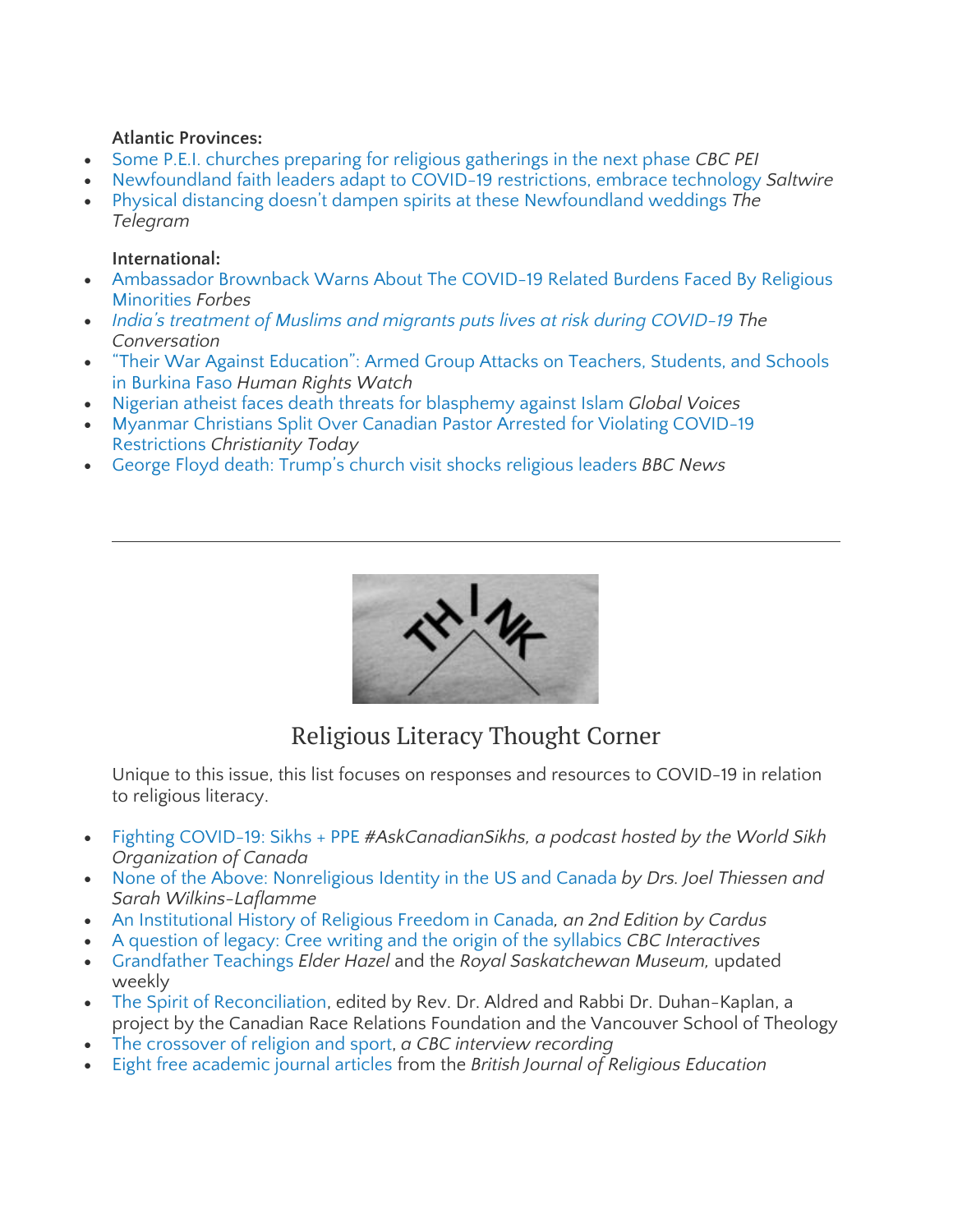**Atlantic Provinces:**

- Some P.E.I. churches preparing for religious gatherings in the next phase *CBC PEI*
- Newfoundland faith leaders adapt to COVID-19 restrictions, embrace technology *Saltwire*
- Physical distancing doesn't dampen spirits at these Newfoundland weddings *The Telegram*

**International:**

- Ambassador Brownback Warns About The COVID-19 Related Burdens Faced By Religious Minorities *Forbes*
- *India's treatment of Muslims and migrants puts lives at risk during COVID-19* The Conversation
- "Their War Against Education": Armed Group Attacks on Teachers, Students, and Schools in Burkina Faso *Human Rights Watch*
- Nigerian atheist faces death threats for blasphemy against Islam *Global Voices*
- Myanmar Christians Split Over Canadian Pastor Arrested for Violating COVID-19 Restrictions *Christianity Today*
- George Floyd death: Trump's church visit shocks religious leaders *BBC News*

---

## Religious Literacy Thought Corner

Unique to this issue, this list focuses on responses and resources to COVID-19 in relation to religious literacy.

- Fighting COVID-19: Sikhs + PPE *#AskCanadianSikhs, a podcast hosted by the World Sikh Organization of Canada*
- None of the Above: Nonreligious Identity in the US and Canada *by Drs. Joel Thiessen and Sarah Wilkins-Laflamme*
- An Institutional History of Religious Freedom in Canada*, an 2nd Edition by Cardus*
- A question of legacy: Cree writing and the origin of the syllabics *CBC Interactives*
- Grandfather Teachings *Elder Hazel* and the *Royal Saskatchewan Museum,* updated weekly
- The Spirit of Reconciliation, edited by Rev. Dr. Aldred and Rabbi Dr. Duhan-Kaplan, a project by the Canadian Race Relations Foundation and the Vancouver School of Theology
- The crossover of religion and sport, *a CBC interview recording*
- Eight free academic journal articles from the *British Journal of Religious Education*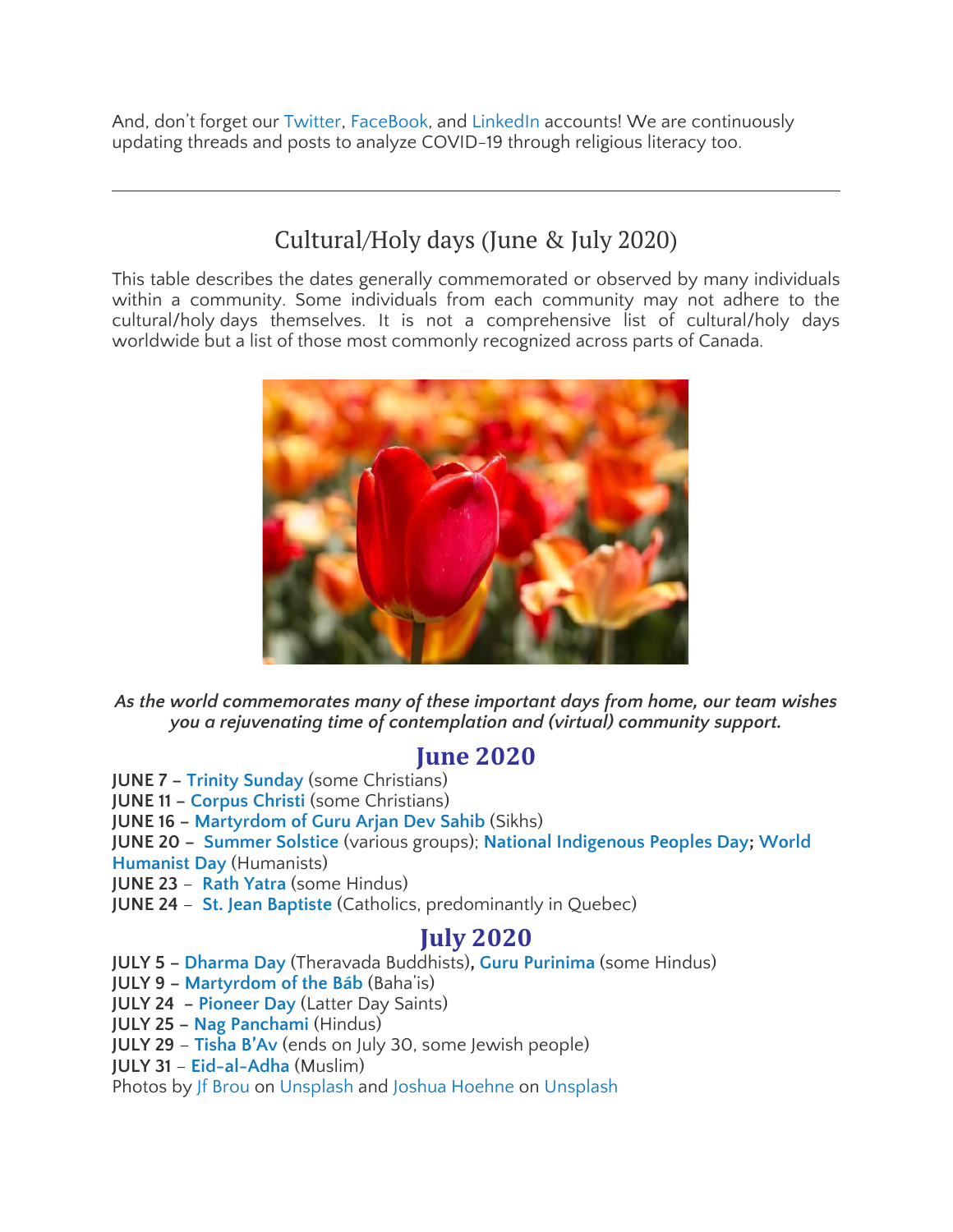And, don't forget our Twitter, FaceBook, and LinkedIn accounts! We are continuously updating threads and posts to analyze COVID-19 through religious literacy too.

---

## Cultural/Holy days (June & July 2020)

This table describes the dates generally commemorated or observed by many individuals within a community. Some individuals from each community may not adhere to the cultural/holy days themselves. It is not a comprehensive list of cultural/holy days worldwide but a list of those most commonly recognized across parts of Canada.

***As the world commemorates many of these important days from home, our team wishes you a rejuvenating time of contemplation and (virtual) community support.***

## June 2020

**JUNE 7 –** **Trinity Sunday** (some Christians)
**JUNE 11 –** **Corpus Christi** (some Christians)
**JUNE 16 –** **Martyrdom of Guru Arjan Dev Sahib** (Sikhs)
**JUNE 20 –** **Summer Solstice** (various groups); **National Indigenous Peoples Day**; **World Humanist Day** (Humanists)
**JUNE 23** – **Rath Yatra** (some Hindus)
**JUNE 24** – **St. Jean Baptiste** (Catholics, predominantly in Quebec)

## July 2020

**JULY 5 –** **Dharma Day** (Theravada Buddhists), **Guru Purinima** (some Hindus)
**JULY 9 –** **Martyrdom of the Báb** (Baha'is)
**JULY 24 –** **Pioneer Day** (Latter Day Saints)
**JULY 25 –** **Nag Panchami** (Hindus)
**JULY 29** – **Tisha B'Av** (ends on July 30, some Jewish people)
**JULY 31** – **Eid-al-Adha** (Muslim)
Photos by Jf Brou on Unsplash and Joshua Hoehne on Unsplash